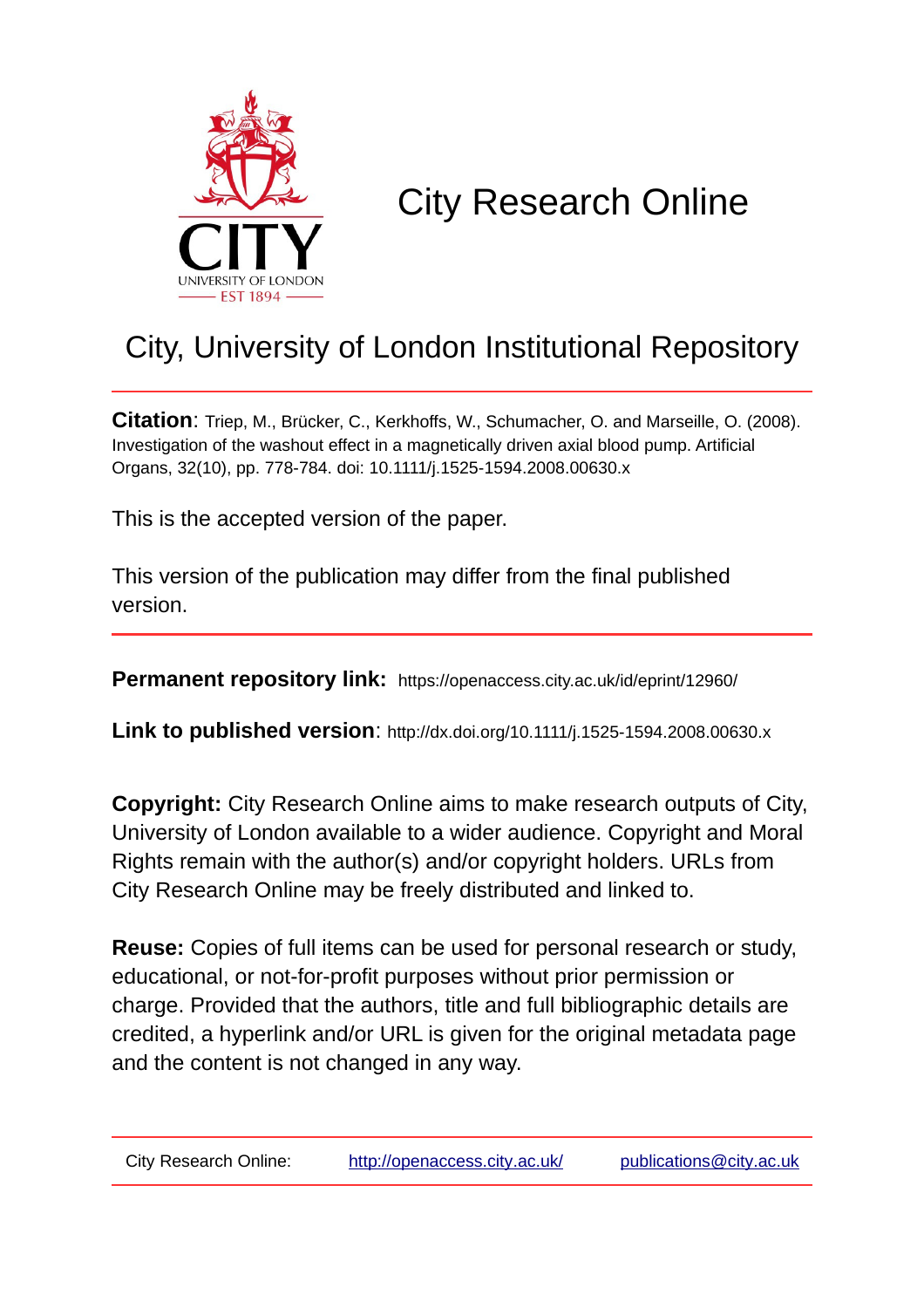# City Research Online

## City, University of London Institutional Repository

**Citation**: Triep, M., Brücker, C., Kerkhoffs, W., Schumacher, O. and Marseille, O. (2008). Investigation of the washout effect in a magnetically driven axial blood pump. Artificial Organs, 32(10), pp. 778-784. doi: 10.1111/j.1525-1594.2008.00630.x

This is the accepted version of the paper.

This version of the publication may differ from the final published version.

**Permanent repository link:** https://openaccess.city.ac.uk/id/eprint/12960/

**Link to published version**: http://dx.doi.org/10.1111/j.1525-1594.2008.00630.x

**Copyright:** City Research Online aims to make research outputs of City, University of London available to a wider audience. Copyright and Moral Rights remain with the author(s) and/or copyright holders. URLs from City Research Online may be freely distributed and linked to.

**Reuse:** Copies of full items can be used for personal research or study, educational, or not-for-profit purposes without prior permission or charge. Provided that the authors, title and full bibliographic details are credited, a hyperlink and/or URL is given for the original metadata page and the content is not changed in any way.

City Research Online: http://openaccess.city.ac.uk/ publications@city.ac.uk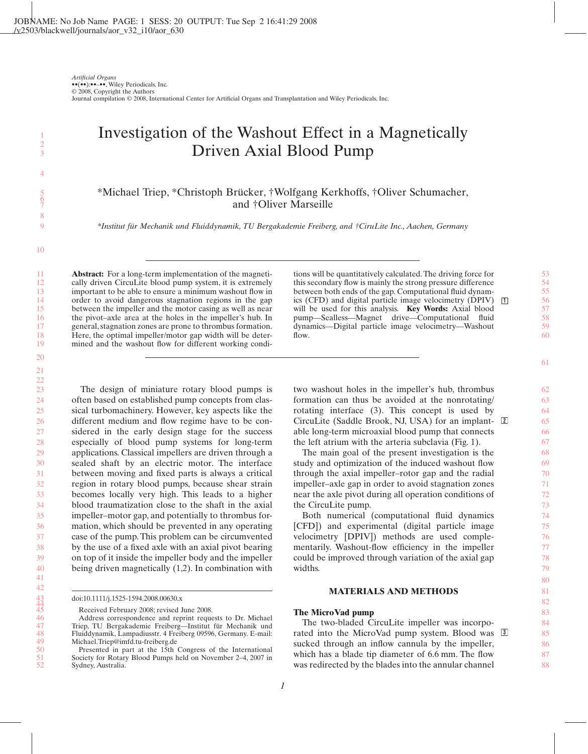# Investigation of the Washout Effect in a Magnetically Driven Axial Blood Pump

*Michael Triep, *Christoph Brücker, †Wolfgang Kerkhoffs, †Oliver Schumacher, and †Oliver Marseille

*\*Institut für Mechanik und Fluiddynamik, TU Bergakademie Freiberg, and †CiruLite Inc., Aachen, Germany*

**Abstract:** For a long-term implementation of the magnetically driven CircuLite blood pump system, it is extremely important to be able to ensure a minimum washout flow in order to avoid dangerous stagnation regions in the gap between the impeller and the motor casing as well as near the pivot–axle area at the holes in the impeller's hub. In general, stagnation zones are prone to thrombus formation. Here, the optimal impeller/motor gap width will be determined and the washout flow for different working conditions will be quantitatively calculated. The driving force for this secondary flow is mainly the strong pressure difference between both ends of the gap. Computational fluid dynamics (CFD) and digital particle image velocimetry (DPIV) will be used for this analysis. **Key Words:** Axial blood pump—Sealless—Magnet drive—Computational fluid dynamics—Digital particle image velocimetry—Washout flow.

The design of miniature rotary blood pumps is often based on established pump concepts from classical turbomachinery. However, key aspects like the different medium and flow regime have to be considered in the early design stage for the success especially of blood pump systems for long-term applications. Classical impellers are driven through a sealed shaft by an electric motor. The interface between moving and fixed parts is always a critical region in rotary blood pumps, because shear strain becomes locally very high. This leads to a higher blood traumatization close to the shaft in the axial impeller–motor gap, and potentially to thrombus formation, which should be prevented in any operating case of the pump. This problem can be circumvented by the use of a fixed axle with an axial pivot bearing on top of it inside the impeller body and the impeller being driven magnetically (1,2). In combination with two washout holes in the impeller's hub, thrombus formation can thus be avoided at the nonrotating/rotating interface (3). This concept is used by CircuLite (Saddle Brook, NJ, USA) for an implantable long-term microaxial blood pump that connects the left atrium with the arteria subclavia (Fig. 1).

The main goal of the present investigation is the study and optimization of the induced washout flow through the axial impeller–rotor gap and the radial impeller–axle gap in order to avoid stagnation zones near the axle pivot during all operation conditions of the CircuLite pump.

Both numerical (computational fluid dynamics [CFD]) and experimental (digital particle image velocimetry [DPIV]) methods are used complementarily. Washout-flow efficiency in the impeller could be improved through variation of the axial gap widths.

## MATERIALS AND METHODS

### The MicroVad pump

The two-bladed CircuLite impeller was incorporated into the MicroVad pump system. Blood was sucked through an inflow cannula by the impeller, which has a blade tip diameter of 6.6 mm. The flow was redirected by the blades into the annular channel

doi:10.1111/j.1525-1594.2008.00630.x

Received February 2008; revised June 2008.

Address correspondence and reprint requests to Dr. Michael Triep, TU Bergakademie Freiberg—Institut für Mechanik und Fluiddynamik, Lampadiusstr. 4 Freiberg 09596, Germany. E-mail: Michael.Triep@imfd.tu-freiberg.de

Presented in part at the 15th Congress of the International Society for Rotary Blood Pumps held on November 2–4, 2007 in Sydney, Australia.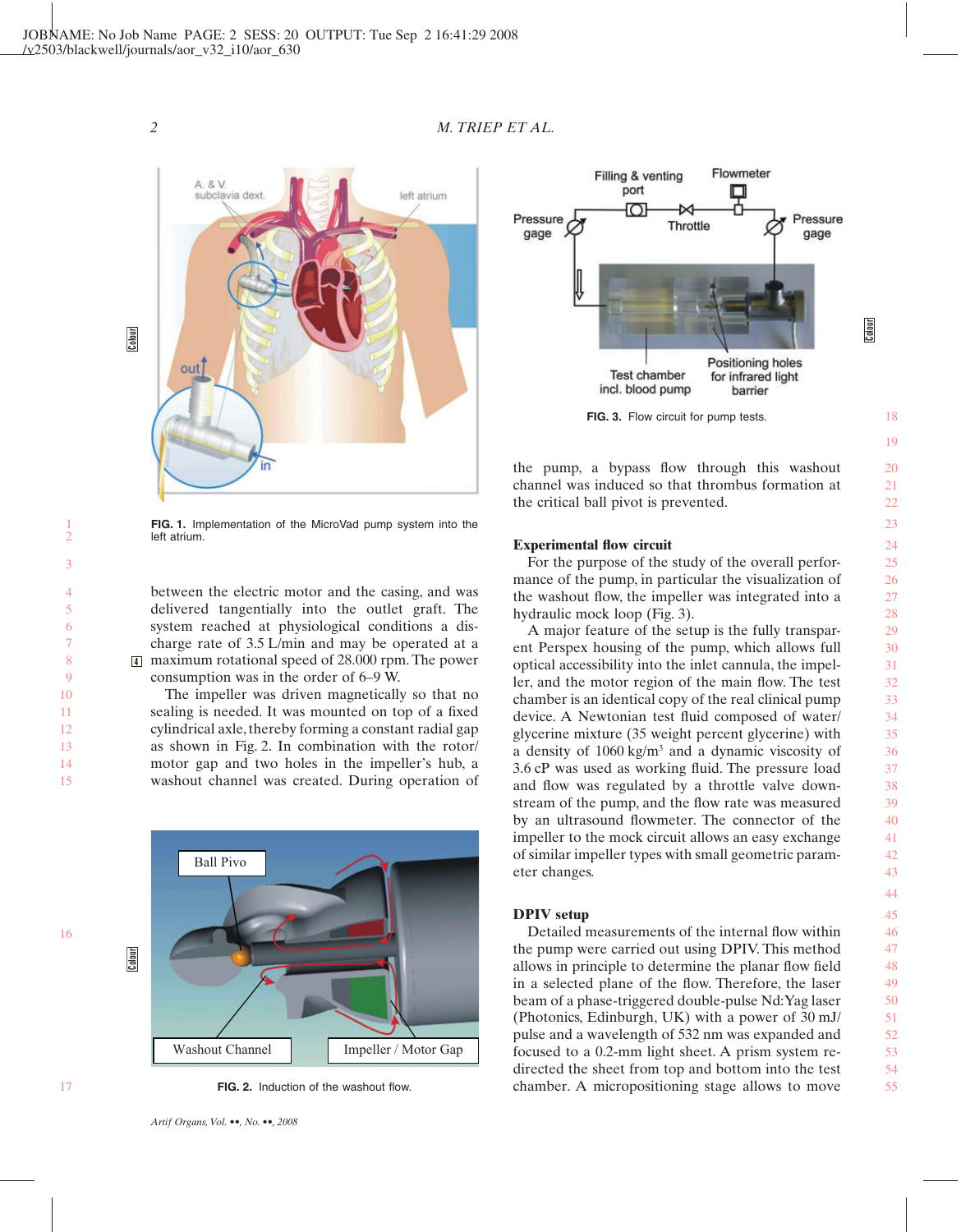FIG. 1. Implementation of the MicroVad pump system into the left atrium.

between the electric motor and the casing, and was delivered tangentially into the outlet graft. The system reached at physiological conditions a discharge rate of 3.5 L/min and may be operated at a maximum rotational speed of 28.000 rpm. The power consumption was in the order of 6–9 W.

The impeller was driven magnetically so that no sealing is needed. It was mounted on top of a fixed cylindrical axle, thereby forming a constant radial gap as shown in Fig. 2. In combination with the rotor/motor gap and two holes in the impeller's hub, a washout channel was created. During operation of the pump, a bypass flow through this washout channel was induced so that thrombus formation at the critical ball pivot is prevented.

FIG. 2. Induction of the washout flow.

FIG. 3. Flow circuit for pump tests.

### Experimental flow circuit

For the purpose of the study of the overall performance of the pump, in particular the visualization of the washout flow, the impeller was integrated into a hydraulic mock loop (Fig. 3).

A major feature of the setup is the fully transparent Perspex housing of the pump, which allows full optical accessibility into the inlet cannula, the impeller, and the motor region of the main flow. The test chamber is an identical copy of the real clinical pump device. A Newtonian test fluid composed of water/glycerine mixture (35 weight percent glycerine) with a density of 1060 kg/m$^3$ and a dynamic viscosity of 3.6 cP was used as working fluid. The pressure load and flow was regulated by a throttle valve downstream of the pump, and the flow rate was measured by an ultrasound flowmeter. The connector of the impeller to the mock circuit allows an easy exchange of similar impeller types with small geometric parameter changes.

### DPIV setup

Detailed measurements of the internal flow within the pump were carried out using DPIV. This method allows in principle to determine the planar flow field in a selected plane of the flow. Therefore, the laser beam of a phase-triggered double-pulse Nd:Yag laser (Photonics, Edinburgh, UK) with a power of 30 mJ/pulse and a wavelength of 532 nm was expanded and focused to a 0.2-mm light sheet. A prism system redirected the sheet from top and bottom into the test chamber. A micropositioning stage allows to move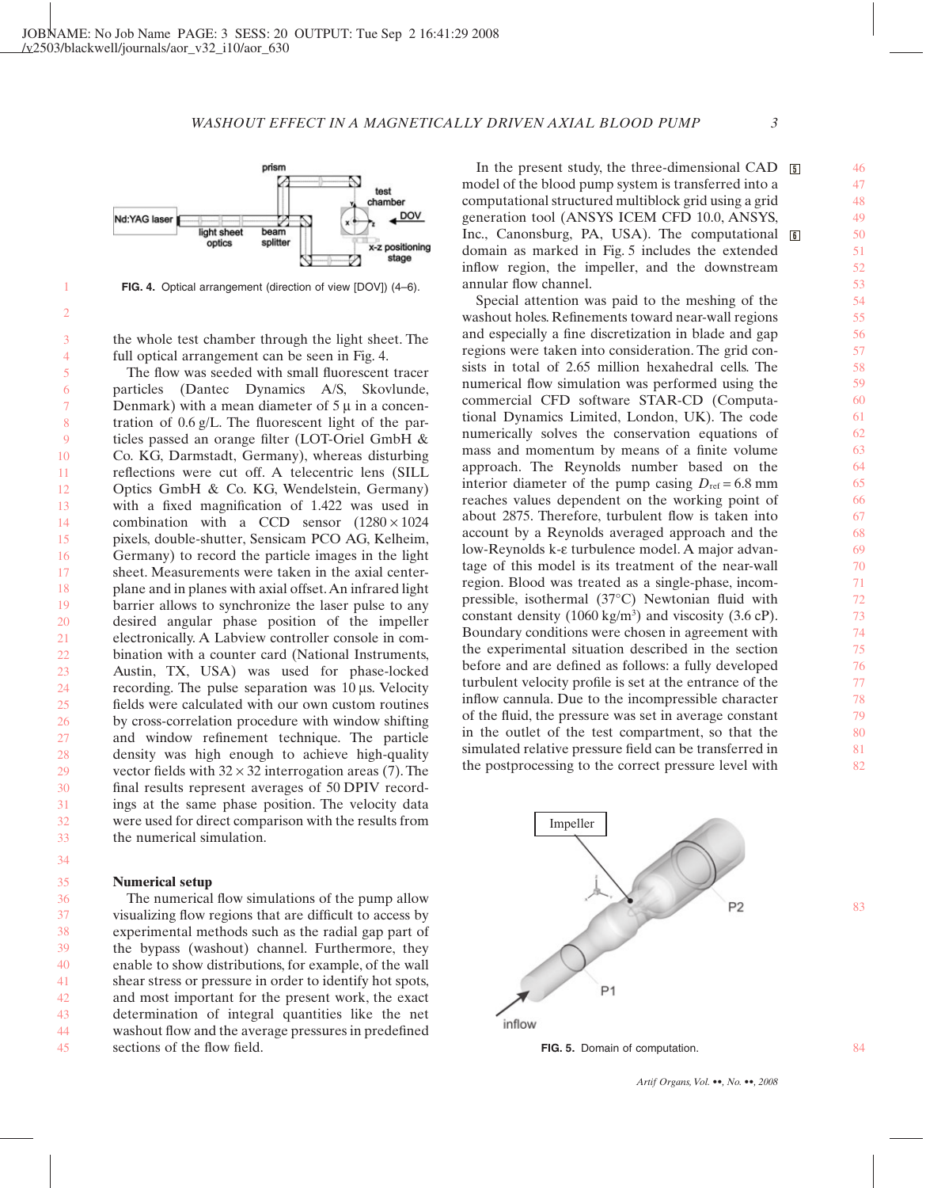FIG. 4. Optical arrangement (direction of view [DOV]) (4–6).

the whole test chamber through the light sheet. The full optical arrangement can be seen in Fig. 4.

The flow was seeded with small fluorescent tracer particles (Dantec Dynamics A/S, Skovlunde, Denmark) with a mean diameter of 5 µ in a concentration of 0.6 g/L. The fluorescent light of the particles passed an orange filter (LOT-Oriel GmbH & Co. KG, Darmstadt, Germany), whereas disturbing reflections were cut off. A telecentric lens (SILL Optics GmbH & Co. KG, Wendelstein, Germany) with a fixed magnification of 1.422 was used in combination with a CCD sensor (1280 × 1024 pixels, double-shutter, Sensicam PCO AG, Kelheim, Germany) to record the particle images in the light sheet. Measurements were taken in the axial centerplane and in planes with axial offset. An infrared light barrier allows to synchronize the laser pulse to any desired angular phase position of the impeller electronically. A Labview controller console in combination with a counter card (National Instruments, Austin, TX, USA) was used for phase-locked recording. The pulse separation was 10 µs. Velocity fields were calculated with our own custom routines by cross-correlation procedure with window shifting and window refinement technique. The particle density was high enough to achieve high-quality vector fields with 32 × 32 interrogation areas (7). The final results represent averages of 50 DPIV recordings at the same phase position. The velocity data were used for direct comparison with the results from the numerical simulation.

## Numerical setup

The numerical flow simulations of the pump allow visualizing flow regions that are difficult to access by experimental methods such as the radial gap part of the bypass (washout) channel. Furthermore, they enable to show distributions, for example, of the wall shear stress or pressure in order to identify hot spots, and most important for the present work, the exact determination of integral quantities like the net washout flow and the average pressures in predefined sections of the flow field.

In the present study, the three-dimensional CAD model of the blood pump system is transferred into a computational structured multiblock grid using a grid generation tool (ANSYS ICEM CFD 10.0, ANSYS, Inc., Canonsburg, PA, USA). The computational domain as marked in Fig. 5 includes the extended inflow region, the impeller, and the downstream annular flow channel.

Special attention was paid to the meshing of the washout holes. Refinements toward near-wall regions and especially a fine discretization in blade and gap regions were taken into consideration. The grid consists in total of 2.65 million hexahedral cells. The numerical flow simulation was performed using the commercial CFD software STAR-CD (Computational Dynamics Limited, London, UK). The code numerically solves the conservation equations of mass and momentum by means of a finite volume approach. The Reynolds number based on the interior diameter of the pump casing $D_{ref} = 6.8$ mm reaches values dependent on the working point of about 2875. Therefore, turbulent flow is taken into account by a Reynolds averaged approach and the low-Reynolds k-ε turbulence model. A major advantage of this model is its treatment of the near-wall region. Blood was treated as a single-phase, incompressible, isothermal (37°C) Newtonian fluid with constant density (1060 kg/m$^3$) and viscosity (3.6 cP). Boundary conditions were chosen in agreement with the experimental situation described in the section before and are defined as follows: a fully developed turbulent velocity profile is set at the entrance of the inflow cannula. Due to the incompressible character of the fluid, the pressure was set in average constant in the outlet of the test compartment, so that the simulated relative pressure field can be transferred in the postprocessing to the correct pressure level with

FIG. 5. Domain of computation.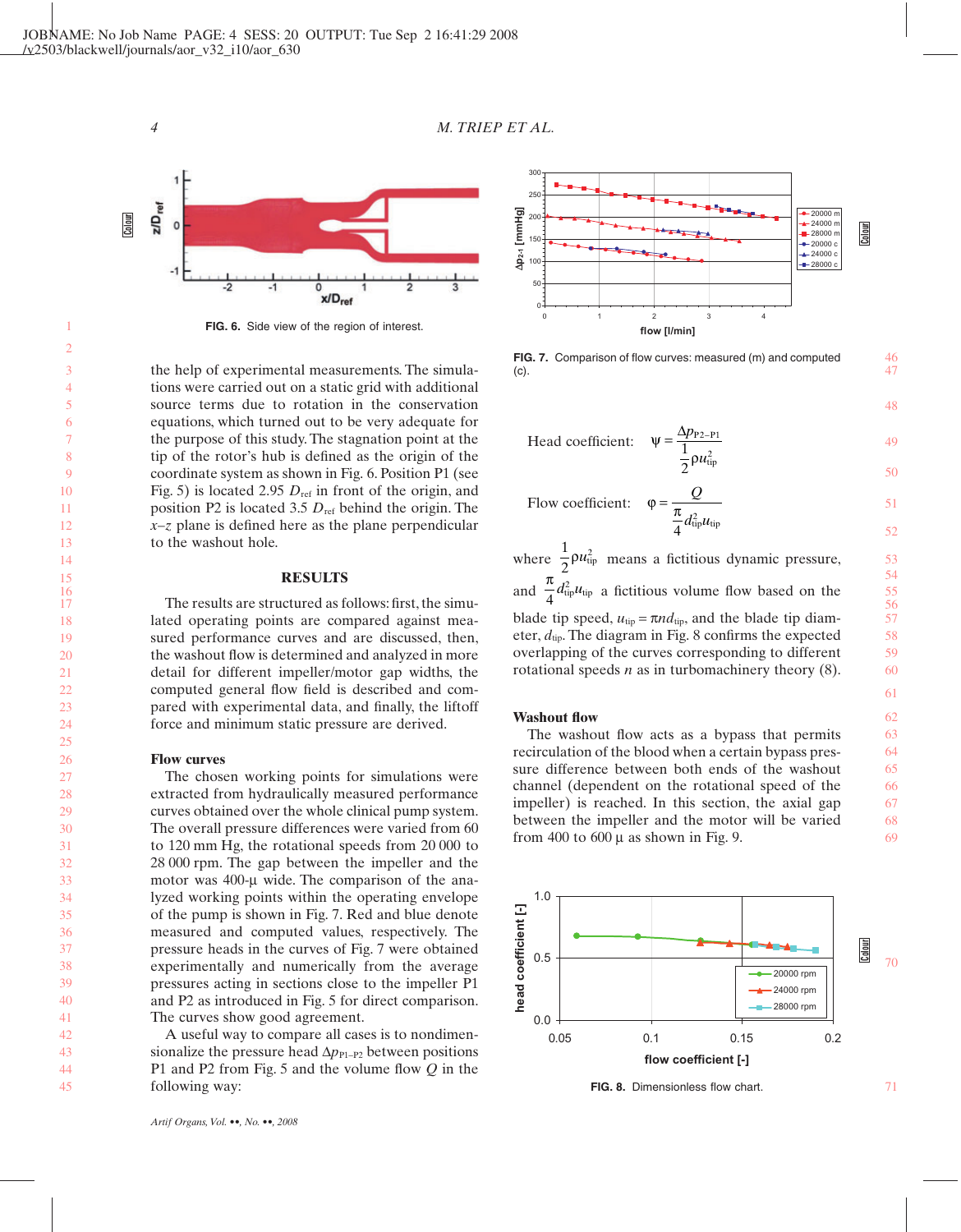FIG. 6. Side view of the region of interest.

the help of experimental measurements. The simulations were carried out on a static grid with additional source terms due to rotation in the conservation equations, which turned out to be very adequate for the purpose of this study. The stagnation point at the tip of the rotor's hub is defined as the origin of the coordinate system as shown in Fig. 6. Position P1 (see Fig. 5) is located 2.95 $D_{ref}$ in front of the origin, and position P2 is located 3.5 $D_{ref}$ behind the origin. The $x$–$z$ plane is defined here as the plane perpendicular to the washout hole.

## RESULTS

The results are structured as follows: first, the simulated operating points are compared against measured performance curves and are discussed, then, the washout flow is determined and analyzed in more detail for different impeller/motor gap widths, the computed general flow field is described and compared with experimental data, and finally, the liftoff force and minimum static pressure are derived.

### Flow curves

The chosen working points for simulations were extracted from hydraulically measured performance curves obtained over the whole clinical pump system. The overall pressure differences were varied from 60 to 120 mm Hg, the rotational speeds from 20 000 to 28 000 rpm. The gap between the impeller and the motor was 400-µ wide. The comparison of the analyzed working points within the operating envelope of the pump is shown in Fig. 7. Red and blue denote measured and computed values, respectively. The pressure heads in the curves of Fig. 7 were obtained experimentally and numerically from the average pressures acting in sections close to the impeller P1 and P2 as introduced in Fig. 5 for direct comparison. The curves show good agreement.

A useful way to compare all cases is to nondimensionalize the pressure head $\Delta p_{P1-P2}$ between positions P1 and P2 from Fig. 5 and the volume flow $Q$ in the following way:

FIG. 7. Comparison of flow curves: measured (m) and computed (c).

$$\text{Head coefficient:} \quad \psi = \frac{\Delta p_{P2-P1}}{\frac{1}{2}\rho u_{tip}^2}$$

$$\text{Flow coefficient:} \quad \varphi = \frac{Q}{\frac{\pi}{4} d_{tip}^2 u_{tip}}$$

where $\frac{1}{2}\rho u_{tip}^2$ means a fictitious dynamic pressure, and $\frac{\pi}{4} d_{tip}^2 u_{tip}$ a fictitious volume flow based on the blade tip speed, $u_{tip} = \pi n d_{tip}$, and the blade tip diameter, $d_{tip}$. The diagram in Fig. 8 confirms the expected overlapping of the curves corresponding to different rotational speeds $n$ as in turbomachinery theory (8).

### Washout flow

The washout flow acts as a bypass that permits recirculation of the blood when a certain bypass pressure difference between both ends of the washout channel (dependent on the rotational speed of the impeller) is reached. In this section, the axial gap between the impeller and the motor will be varied from 400 to 600 µ as shown in Fig. 9.

FIG. 8. Dimensionless flow chart.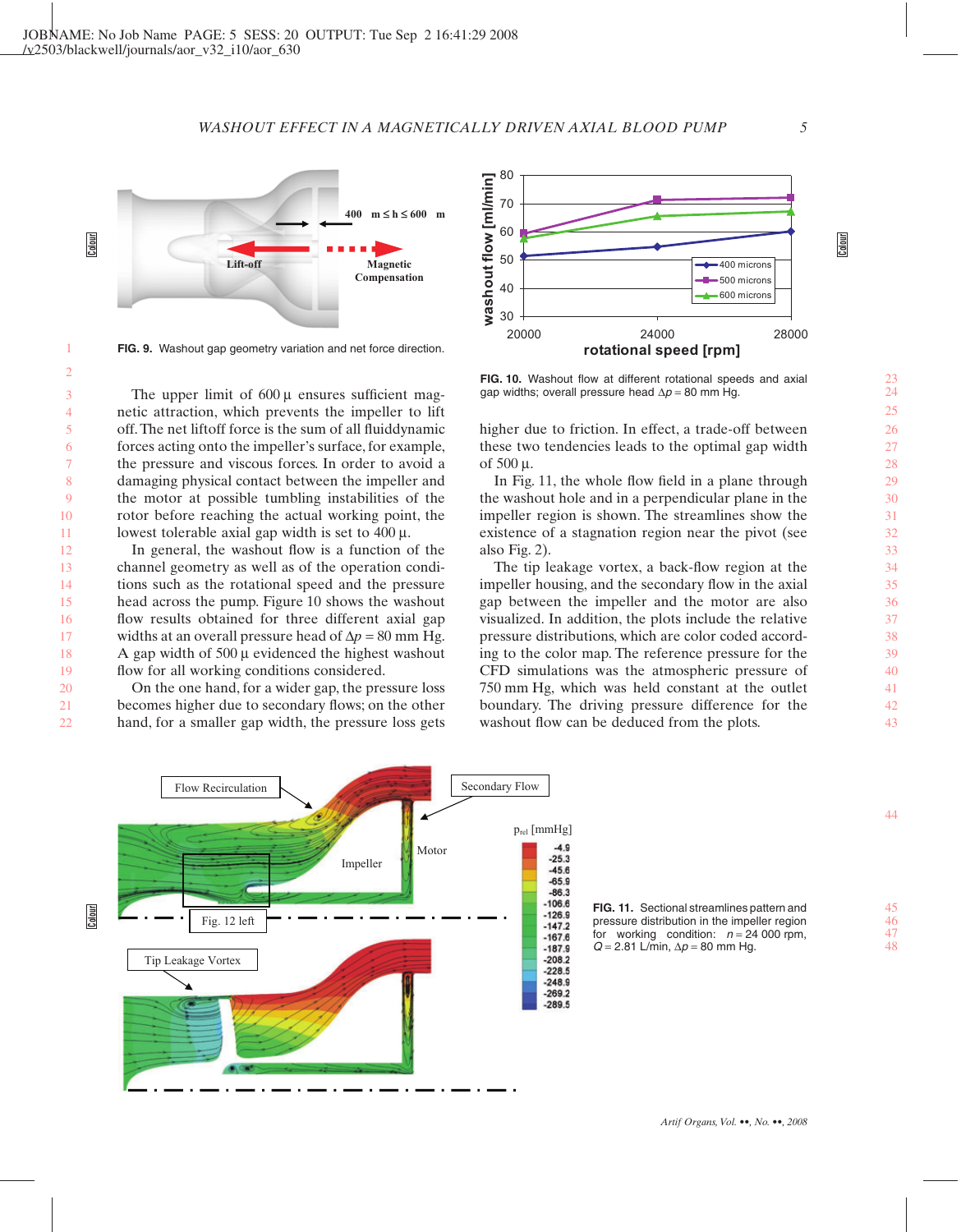FIG. 9. Washout gap geometry variation and net force direction.

The upper limit of 600 µ ensures sufficient magnetic attraction, which prevents the impeller to lift off. The net liftoff force is the sum of all fluiddynamic forces acting onto the impeller's surface, for example, the pressure and viscous forces. In order to avoid a damaging physical contact between the impeller and the motor at possible tumbling instabilities of the rotor before reaching the actual working point, the lowest tolerable axial gap width is set to 400 µ.

In general, the washout flow is a function of the channel geometry as well as of the operation conditions such as the rotational speed and the pressure head across the pump. Figure 10 shows the washout flow results obtained for three different axial gap widths at an overall pressure head of $\Delta p = 80$ mm Hg. A gap width of 500 µ evidenced the highest washout flow for all working conditions considered.

On the one hand, for a wider gap, the pressure loss becomes higher due to secondary flows; on the other hand, for a smaller gap width, the pressure loss gets higher due to friction. In effect, a trade-off between these two tendencies leads to the optimal gap width of 500 µ.

FIG. 10. Washout flow at different rotational speeds and axial gap widths; overall pressure head $\Delta p = 80$ mm Hg.

In Fig. 11, the whole flow field in a plane through the washout hole and in a perpendicular plane in the impeller region is shown. The streamlines show the existence of a stagnation region near the pivot (see also Fig. 2).

The tip leakage vortex, a back-flow region at the impeller housing, and the secondary flow in the axial gap between the impeller and the motor are also visualized. In addition, the plots include the relative pressure distributions, which are color coded according to the color map. The reference pressure for the CFD simulations was the atmospheric pressure of 750 mm Hg, which was held constant at the outlet boundary. The driving pressure difference for the washout flow can be deduced from the plots.

FIG. 11. Sectional streamlines pattern and pressure distribution in the impeller region for working condition: $n = 24\,000$ rpm, $Q = 2.81$ L/min, $\Delta p = 80$ mm Hg.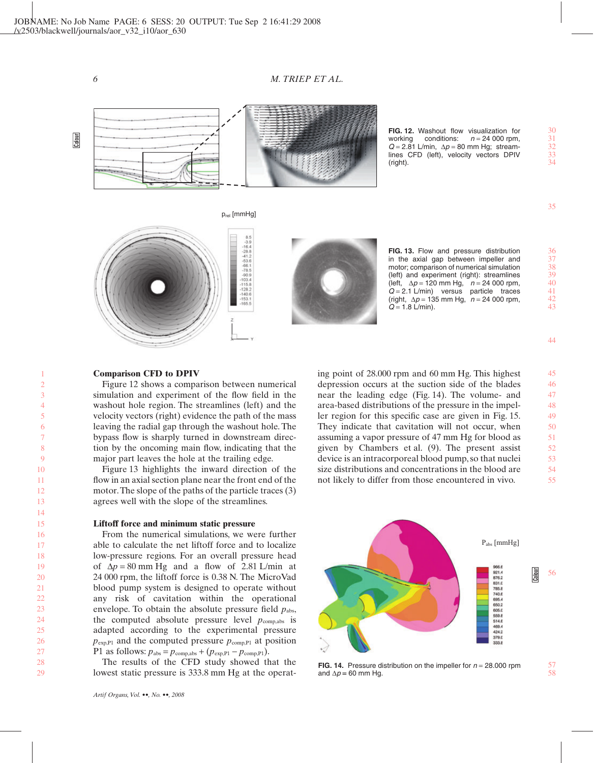FIG. 12. Washout flow visualization for working conditions: $n = 24\,000$ rpm, $Q = 2.81$ L/min, $\Delta p = 80$ mm Hg; streamlines CFD (left), velocity vectors DPIV (right).

FIG. 13. Flow and pressure distribution in the axial gap between impeller and motor; comparison of numerical simulation (left) and experiment (right): streamlines (left, $\Delta p = 120$ mm Hg, $n = 24\,000$ rpm, $Q = 2.1$ L/min) versus particle traces (right, $\Delta p = 135$ mm Hg, $n = 24\,000$ rpm, $Q = 1.8$ L/min).

### Comparison CFD to DPIV

Figure 12 shows a comparison between numerical simulation and experiment of the flow field in the washout hole region. The streamlines (left) and the velocity vectors (right) evidence the path of the mass leaving the radial gap through the washout hole. The bypass flow is sharply turned in downstream direction by the oncoming main flow, indicating that the major part leaves the hole at the trailing edge.

Figure 13 highlights the inward direction of the flow in an axial section plane near the front end of the motor. The slope of the paths of the particle traces (3) agrees well with the slope of the streamlines.

### Liftoff force and minimum static pressure

From the numerical simulations, we were further able to calculate the net liftoff force and to localize low-pressure regions. For an overall pressure head of $\Delta p = 80$ mm Hg and a flow of 2.81 L/min at 24 000 rpm, the liftoff force is 0.38 N. The MicroVad blood pump system is designed to operate without any risk of cavitation within the operational envelope. To obtain the absolute pressure field $p_{abs}$, the computed absolute pressure level $p_{comp,abs}$ is adapted according to the experimental pressure $p_{exp,P1}$ and the computed pressure $p_{comp,P1}$ at position P1 as follows: $p_{abs} = p_{comp,abs} + (p_{exp,P1} - p_{comp,P1})$.

The results of the CFD study showed that the lowest static pressure is 333.8 mm Hg at the operating point of 28.000 rpm and 60 mm Hg. This highest depression occurs at the suction side of the blades near the leading edge (Fig. 14). The volume- and area-based distributions of the pressure in the impeller region for this specific case are given in Fig. 15. They indicate that cavitation will not occur, when assuming a vapor pressure of 47 mm Hg for blood as given by Chambers et al. (9). The present assist device is an intracorporeal blood pump, so that nuclei size distributions and concentrations in the blood are not likely to differ from those encountered in vivo.

FIG. 14. Pressure distribution on the impeller for $n = 28.000$ rpm and $\Delta p = 60$ mm Hg.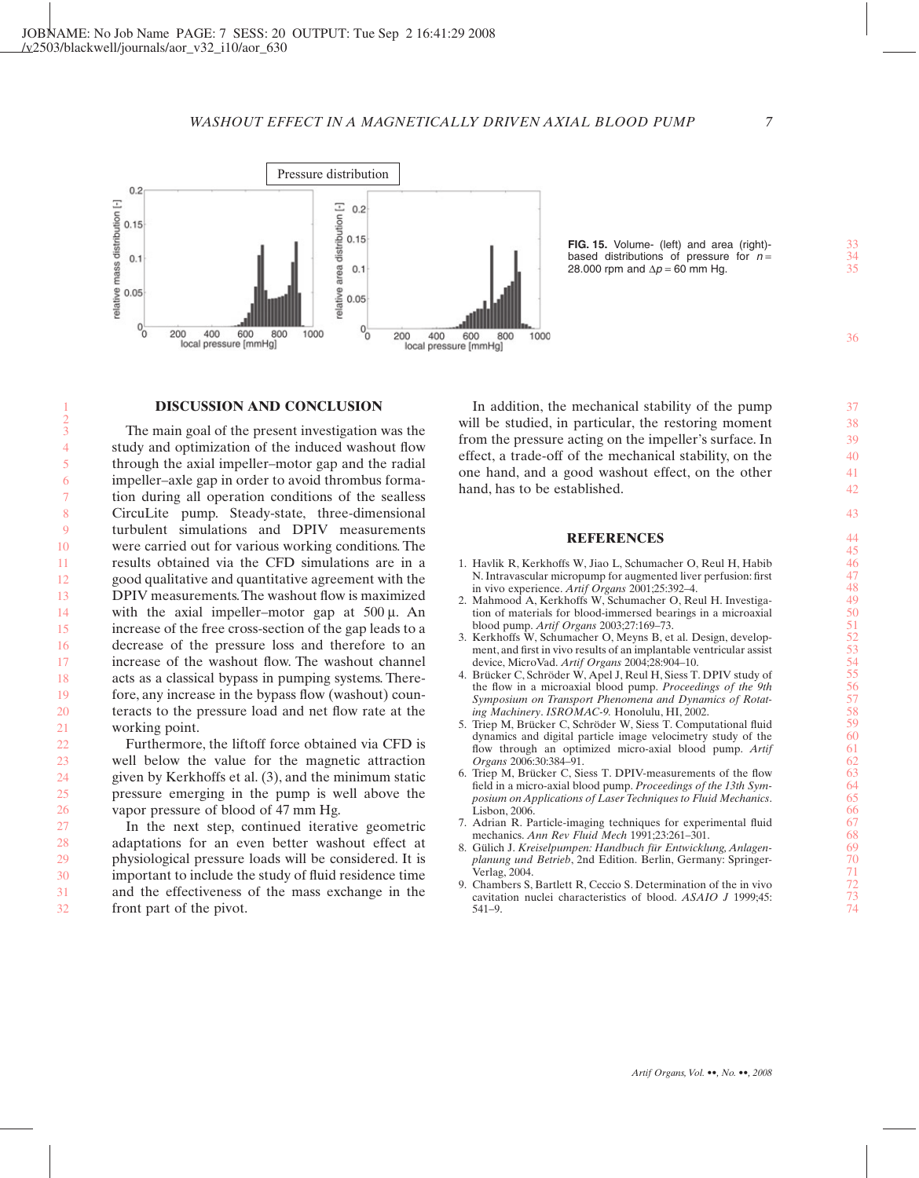**FIG. 15.** Volume- (left) and area (right)-based distributions of pressure for $n = 28.000$ rpm and $\Delta p = 60$ mm Hg.

## DISCUSSION AND CONCLUSION

The main goal of the present investigation was the study and optimization of the induced washout flow through the axial impeller–motor gap and the radial impeller–axle gap in order to avoid thrombus formation during all operation conditions of the sealless CircuLite pump. Steady-state, three-dimensional turbulent simulations and DPIV measurements were carried out for various working conditions. The results obtained via the CFD simulations are in a good qualitative and quantitative agreement with the DPIV measurements. The washout flow is maximized with the axial impeller–motor gap at 500 μ. An increase of the free cross-section of the gap leads to a decrease of the pressure loss and therefore to an increase of the washout flow. The washout channel acts as a classical bypass in pumping systems. Therefore, any increase in the bypass flow (washout) counteracts to the pressure load and net flow rate at the working point.

Furthermore, the liftoff force obtained via CFD is well below the value for the magnetic attraction given by Kerkhoffs et al. (3), and the minimum static pressure emerging in the pump is well above the vapor pressure of blood of 47 mm Hg.

In the next step, continued iterative geometric adaptations for an even better washout effect at physiological pressure loads will be considered. It is important to include the study of fluid residence time and the effectiveness of the mass exchange in the front part of the pivot.

In addition, the mechanical stability of the pump will be studied, in particular, the restoring moment from the pressure acting on the impeller's surface. In effect, a trade-off of the mechanical stability, on the one hand, and a good washout effect, on the other hand, has to be established.

## REFERENCES

1. Havlik R, Kerkhoffs W, Jiao L, Schumacher O, Reul H, Habib N. Intravascular micropump for augmented liver perfusion: first in vivo experience. *Artif Organs* 2001;25:392–4.
2. Mahmood A, Kerkhoffs W, Schumacher O, Reul H. Investigation of materials for blood-immersed bearings in a microaxial blood pump. *Artif Organs* 2003;27:169–73.
3. Kerkhoffs W, Schumacher O, Meyns B, et al. Design, development, and first in vivo results of an implantable ventricular assist device, MicroVad. *Artif Organs* 2004;28:904–10.
4. Brücker C, Schröder W, Apel J, Reul H, Siess T. DPIV study of the flow in a microaxial blood pump. *Proceedings of the 9th Symposium on Transport Phenomena and Dynamics of Rotating Machinery. ISROMAC-9.* Honolulu, HI, 2002.
5. Triep M, Brücker C, Schröder W, Siess T. Computational fluid dynamics and digital particle image velocimetry study of the flow through an optimized micro-axial blood pump. *Artif Organs* 2006:30:384–91.
6. Triep M, Brücker C, Siess T. DPIV-measurements of the flow field in a micro-axial blood pump. *Proceedings of the 13th Symposium on Applications of Laser Techniques to Fluid Mechanics*. Lisbon, 2006.
7. Adrian R. Particle-imaging techniques for experimental fluid mechanics. *Ann Rev Fluid Mech* 1991;23:261–301.
8. Gülich J. *Kreiselpumpen: Handbuch für Entwicklung, Anlagenplanung und Betrieb*, 2nd Edition. Berlin, Germany: Springer-Verlag, 2004.
9. Chambers S, Bartlett R, Ceccio S. Determination of the in vivo cavitation nuclei characteristics of blood. *ASAIO J* 1999;45: 541–9.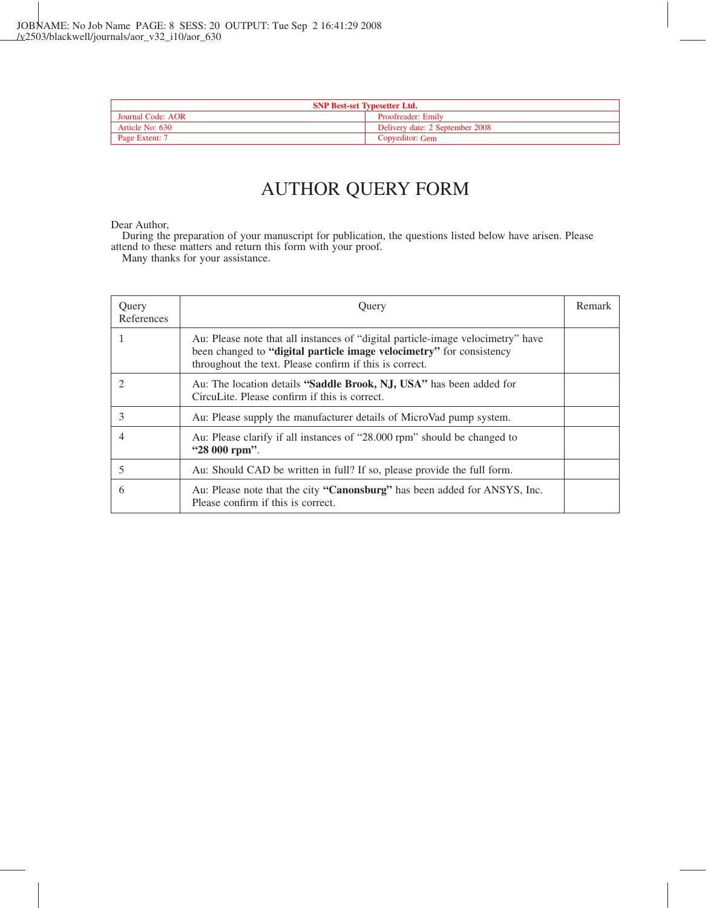| SNP Best-set Typesetter Ltd. | |
|---|---|
| Journal Code: AOR | Proofreader: Emily |
| Article No: 630 | Delivery date: 2 September 2008 |
| Page Extent: 7 | Copyeditor: Gem |

# AUTHOR QUERY FORM

Dear Author,

During the preparation of your manuscript for publication, the questions listed below have arisen. Please attend to these matters and return this form with your proof.

Many thanks for your assistance.

| Query References | Query | Remark |
|---|---|---|
| 1 | Au: Please note that all instances of "digital particle-image velocimetry" have been changed to **"digital particle image velocimetry"** for consistency throughout the text. Please confirm if this is correct. | |
| 2 | Au: The location details **"Saddle Brook, NJ, USA"** has been added for CircuLite. Please confirm if this is correct. | |
| 3 | Au: Please supply the manufacturer details of MicroVad pump system. | |
| 4 | Au: Please clarify if all instances of "28.000 rpm" should be changed to **"28 000 rpm"**. | |
| 5 | Au: Should CAD be written in full? If so, please provide the full form. | |
| 6 | Au: Please note that the city **"Canonsburg"** has been added for ANSYS, Inc. Please confirm if this is correct. | |